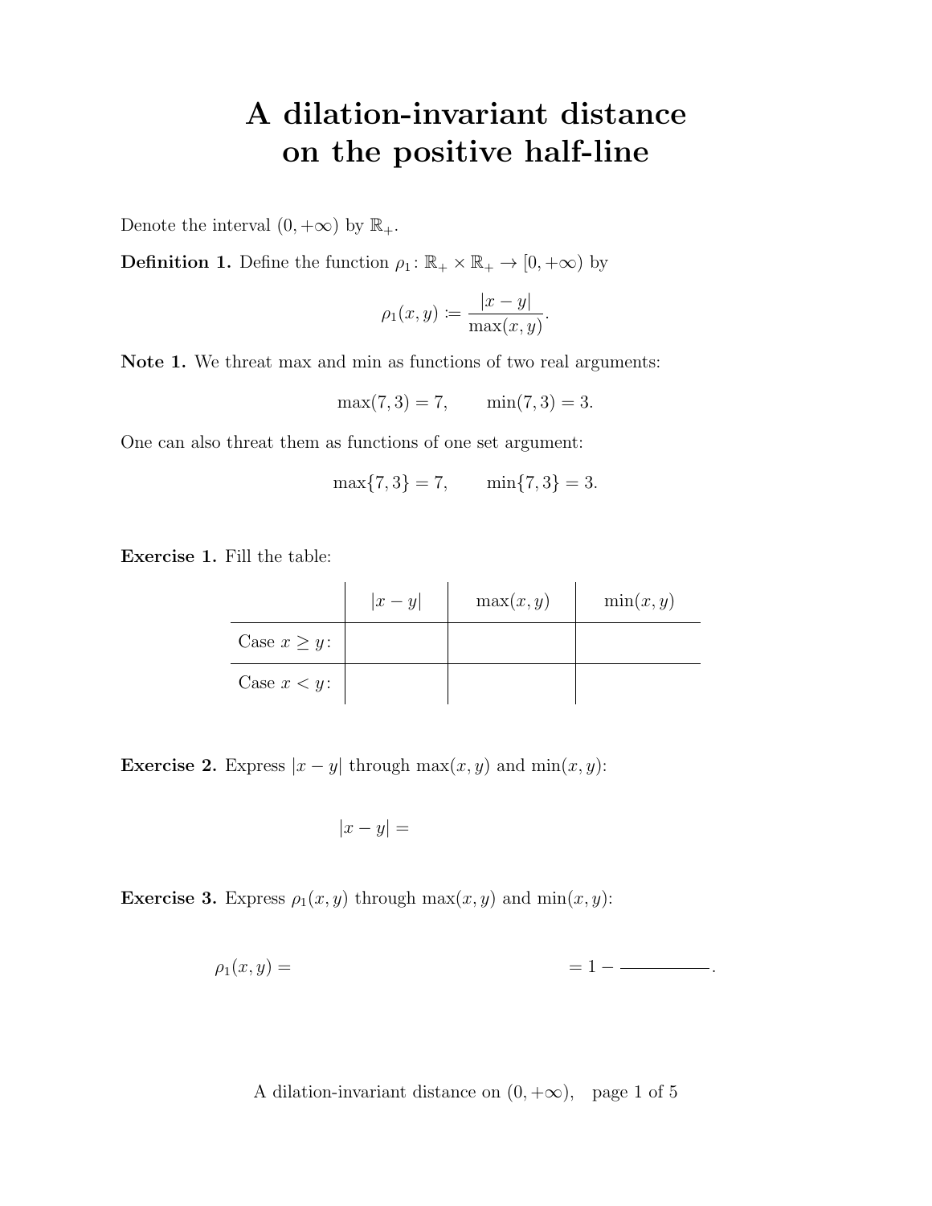# A dilation-invariant distance on the positive half-line

Denote the interval $(0, +\infty)$ by $\mathbb{R}_+$.

**Definition 1.** Define the function $\rho_1 \colon \mathbb{R}_+ \times \mathbb{R}_+ \to [0, +\infty)$ by

$$\rho_1(x, y) \coloneqq \frac{|x - y|}{\max(x, y)}.$$

**Note 1.** We threat max and min as functions of two real arguments:

$$\max(7, 3) = 7, \qquad \min(7, 3) = 3.$$

One can also threat them as functions of one set argument:

$$\max\{7, 3\} = 7, \qquad \min\{7, 3\} = 3.$$

**Exercise 1.** Fill the table:

| | $\|x - y\|$ | $\max(x, y)$ | $\min(x, y)$ |
|---|---|---|---|
| Case $x \geq y$: | | | |
| Case $x < y$: | | | |

**Exercise 2.** Express $|x - y|$ through $\max(x, y)$ and $\min(x, y)$:

$$|x - y| =$$

**Exercise 3.** Express $\rho_1(x, y)$ through $\max(x, y)$ and $\min(x, y)$:

$$\rho_1(x, y) = \qquad\qquad\qquad\qquad = 1 - \underline{\qquad\qquad}.$$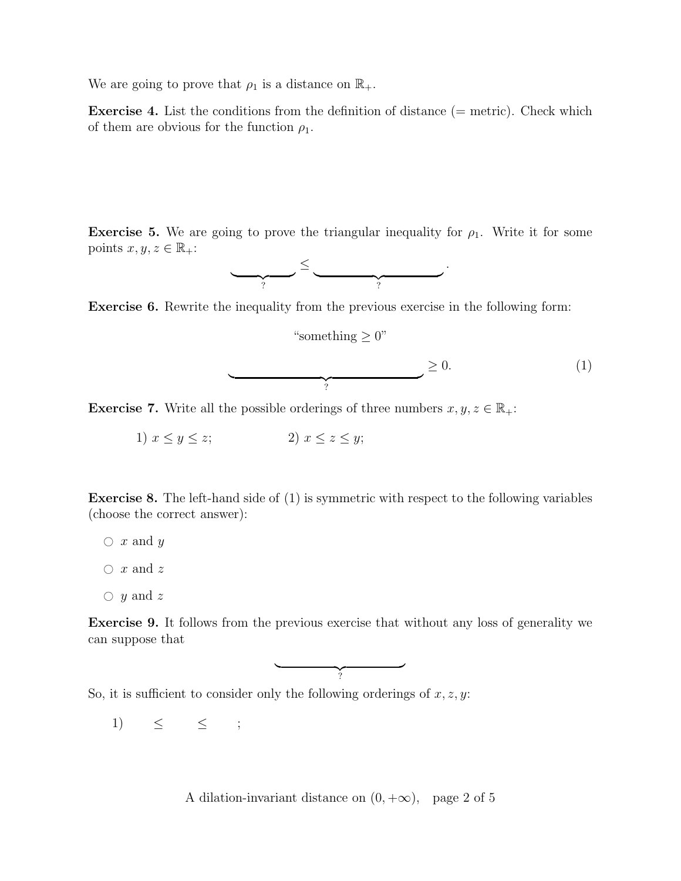We are going to prove that $\rho_1$ is a distance on $\mathbb{R}_+$.

**Exercise 4.** List the conditions from the definition of distance (= metric). Check which of them are obvious for the function $\rho_1$.

**Exercise 5.** We are going to prove the triangular inequality for $\rho_1$. Write it for some points $x, y, z \in \mathbb{R}_+$:

$$\underbrace{\qquad\qquad}_{?} \leq \underbrace{\qquad\qquad\qquad\qquad}_{?}.$$

**Exercise 6.** Rewrite the inequality from the previous exercise in the following form:

"something $\geq 0$"

$$\underbrace{\qquad\qquad\qquad\qquad\qquad\qquad\qquad}_{?} \geq 0. \tag{1}$$

**Exercise 7.** Write all the possible orderings of three numbers $x, y, z \in \mathbb{R}_+$:

1) $x \leq y \leq z$; 2) $x \leq z \leq y$;

**Exercise 8.** The left-hand side of (1) is symmetric with respect to the following variables (choose the correct answer):

- ○ $x$ and $y$
- ○ $x$ and $z$
- ○ $y$ and $z$

**Exercise 9.** It follows from the previous exercise that without any loss of generality we can suppose that

$$\underbrace{\qquad\qquad\qquad\qquad\qquad}_{?}$$

So, it is sufficient to consider only the following orderings of $x, z, y$:

1) $\quad \leq \quad \leq \quad$;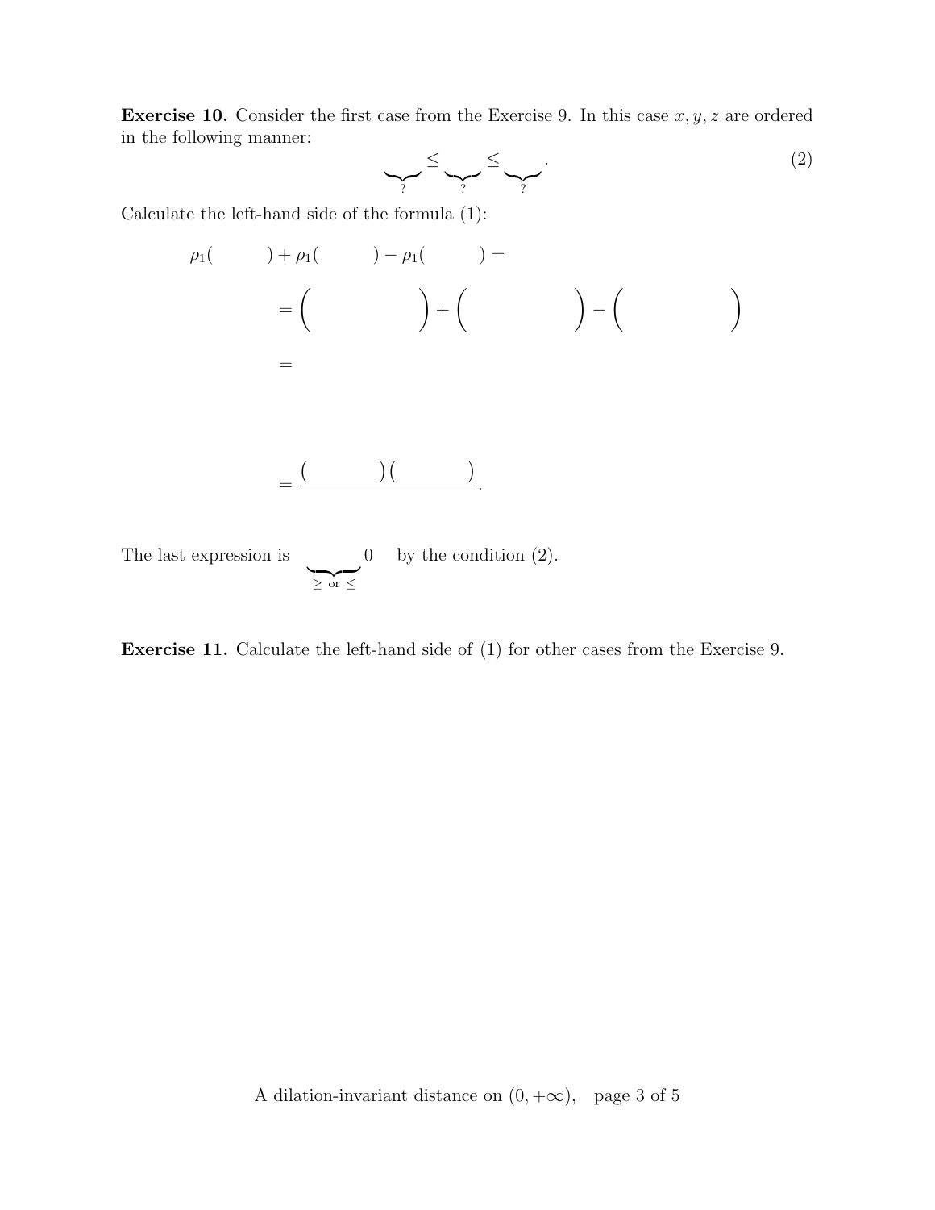**Exercise 10.** Consider the first case from the Exercise 9. In this case $x, y, z$ are ordered in the following manner:

$$\underbrace{\qquad}_{?} \leq \underbrace{\qquad}_{?} \leq \underbrace{\qquad}_{?}. \tag{2}$$

Calculate the left-hand side of the formula (1):

$$\begin{aligned}
\rho_1(\qquad) + \rho_1(\qquad) - \rho_1(\qquad) &= \\
&= \Big(\qquad\qquad\Big) + \Big(\qquad\qquad\Big) - \Big(\qquad\qquad\Big) \\
&= \\
&\\
&\\
&= \frac{(\qquad)(\qquad)}{\qquad\qquad}.
\end{aligned}$$

The last expression is $\underbrace{\qquad}_{\geq \text{ or } \leq} 0$ by the condition (2).

**Exercise 11.** Calculate the left-hand side of (1) for other cases from the Exercise 9.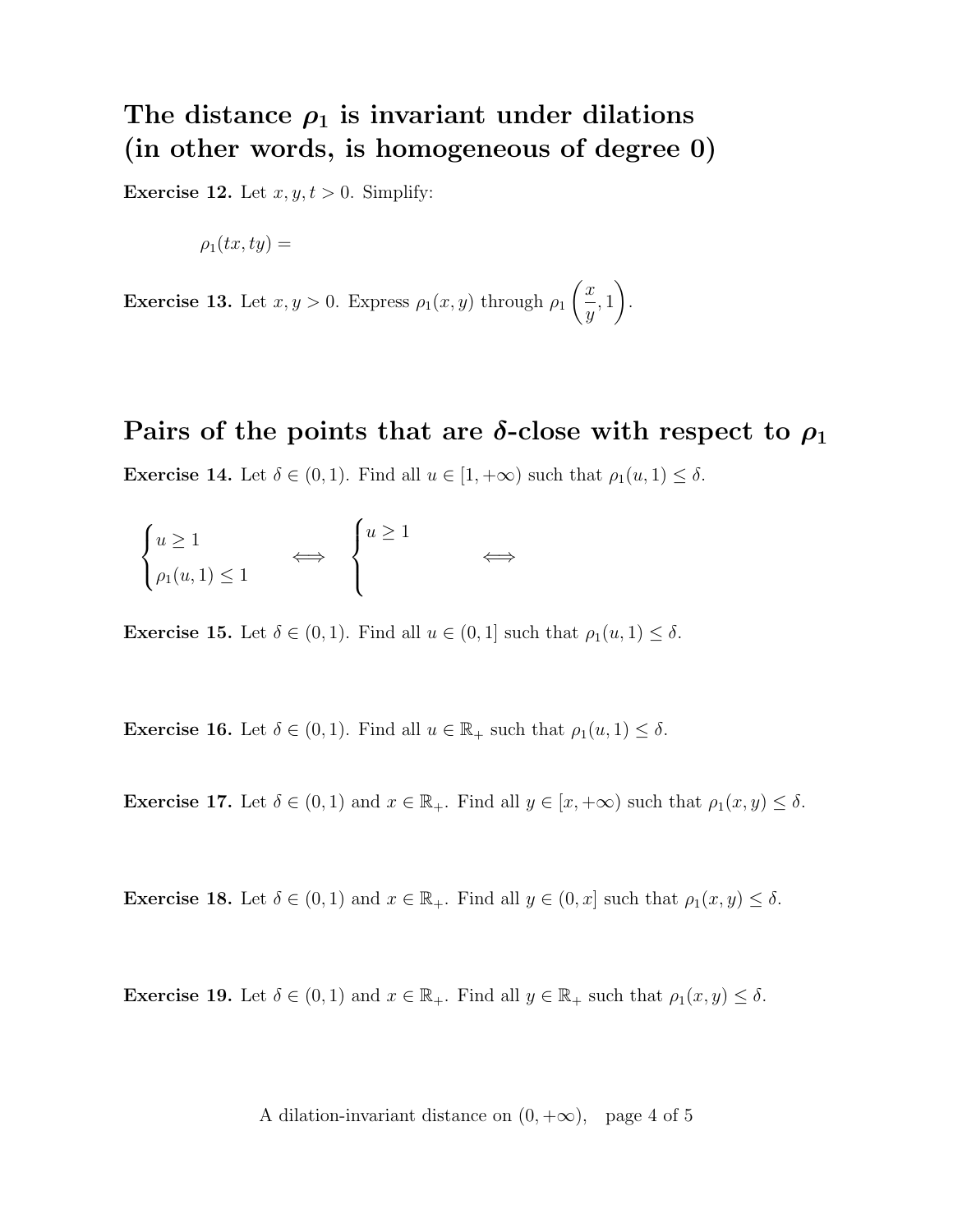## The distance $\rho_1$ is invariant under dilations (in other words, is homogeneous of degree 0)

**Exercise 12.** Let $x, y, t > 0$. Simplify:

$$\rho_1(tx, ty) =$$

**Exercise 13.** Let $x, y > 0$. Express $\rho_1(x, y)$ through $\rho_1\left(\frac{x}{y}, 1\right)$.

## Pairs of the points that are $\delta$-close with respect to $\rho_1$

**Exercise 14.** Let $\delta \in (0, 1)$. Find all $u \in [1, +\infty)$ such that $\rho_1(u, 1) \leq \delta$.

$$\begin{cases} u \geq 1 \\ \rho_1(u, 1) \leq 1 \end{cases} \iff \begin{cases} u \geq 1 \\ \\ \end{cases} \iff$$

**Exercise 15.** Let $\delta \in (0, 1)$. Find all $u \in (0, 1]$ such that $\rho_1(u, 1) \leq \delta$.

**Exercise 16.** Let $\delta \in (0, 1)$. Find all $u \in \mathbb{R}_+$ such that $\rho_1(u, 1) \leq \delta$.

**Exercise 17.** Let $\delta \in (0, 1)$ and $x \in \mathbb{R}_+$. Find all $y \in [x, +\infty)$ such that $\rho_1(x, y) \leq \delta$.

**Exercise 18.** Let $\delta \in (0, 1)$ and $x \in \mathbb{R}_+$. Find all $y \in (0, x]$ such that $\rho_1(x, y) \leq \delta$.

**Exercise 19.** Let $\delta \in (0, 1)$ and $x \in \mathbb{R}_+$. Find all $y \in \mathbb{R}_+$ such that $\rho_1(x, y) \leq \delta$.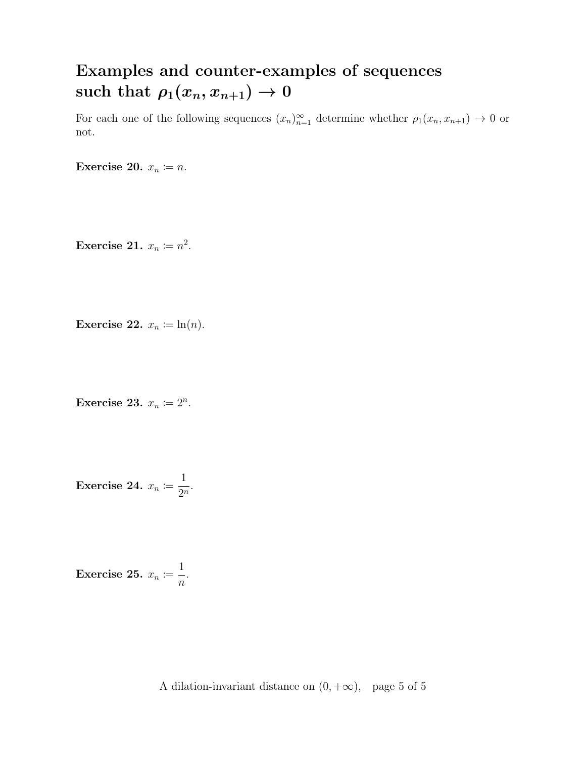## Examples and counter-examples of sequences such that $\rho_1(x_n, x_{n+1}) \to 0$

For each one of the following sequences $(x_n)_{n=1}^{\infty}$ determine whether $\rho_1(x_n, x_{n+1}) \to 0$ or not.

**Exercise 20.** $x_n \coloneqq n$.

**Exercise 21.** $x_n \coloneqq n^2$.

**Exercise 22.** $x_n \coloneqq \ln(n)$.

**Exercise 23.** $x_n \coloneqq 2^n$.

**Exercise 24.** $x_n \coloneqq \dfrac{1}{2^n}$.

**Exercise 25.** $x_n \coloneqq \dfrac{1}{n}$.